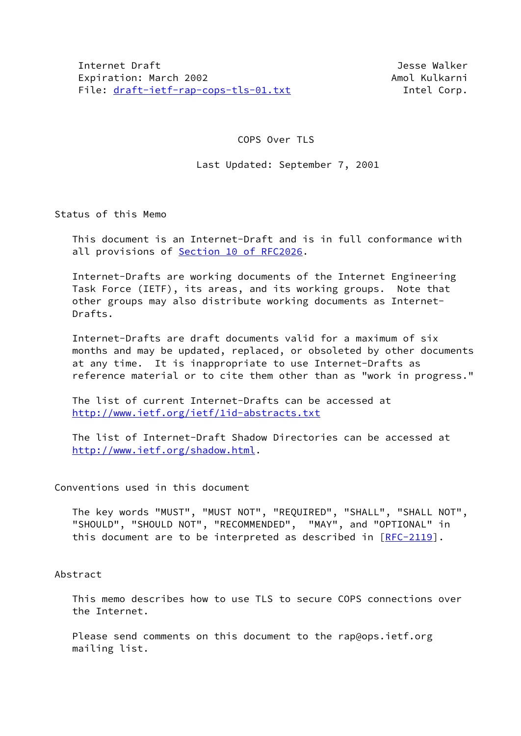Internet Draft
Expiration: March 2002
File: draft-ietf-rap-cops-tls-01.txt

Jesse Walker
Amol Kulkarni
Intel Corp.

# COPS Over TLS

Last Updated: September 7, 2001

## Status of this Memo

This document is an Internet-Draft and is in full conformance with all provisions of Section 10 of RFC2026.

Internet-Drafts are working documents of the Internet Engineering Task Force (IETF), its areas, and its working groups. Note that other groups may also distribute working documents as Internet-Drafts.

Internet-Drafts are draft documents valid for a maximum of six months and may be updated, replaced, or obsoleted by other documents at any time. It is inappropriate to use Internet-Drafts as reference material or to cite them other than as "work in progress."

The list of current Internet-Drafts can be accessed at http://www.ietf.org/ietf/1id-abstracts.txt

The list of Internet-Draft Shadow Directories can be accessed at http://www.ietf.org/shadow.html.

## Conventions used in this document

The key words "MUST", "MUST NOT", "REQUIRED", "SHALL", "SHALL NOT", "SHOULD", "SHOULD NOT", "RECOMMENDED", "MAY", and "OPTIONAL" in this document are to be interpreted as described in [RFC-2119].

## Abstract

This memo describes how to use TLS to secure COPS connections over the Internet.

Please send comments on this document to the rap@ops.ietf.org mailing list.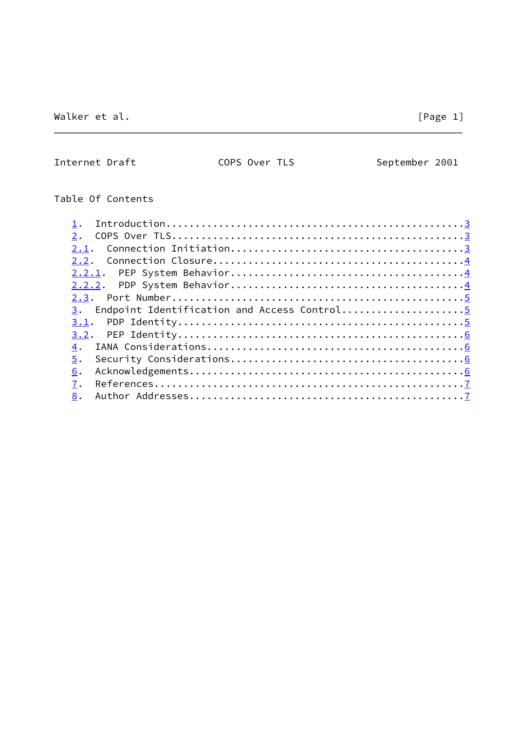## Table Of Contents

1. Introduction.................................................3
2. COPS Over TLS...............................................3
2.1. Connection Initiation.....................................3
2.2. Connection Closure........................................4
2.2.1. PEP System Behavior.....................................4
2.2.2. PDP System Behavior.....................................4
2.3. Port Number...............................................5
3. Endpoint Identification and Access Control..................5
3.1. PDP Identity..............................................5
3.2. PEP Identity..............................................6
4. IANA Considerations.........................................6
5. Security Considerations.....................................6
6. Acknowledgements............................................6
7. References..................................................7
8. Author Addresses............................................7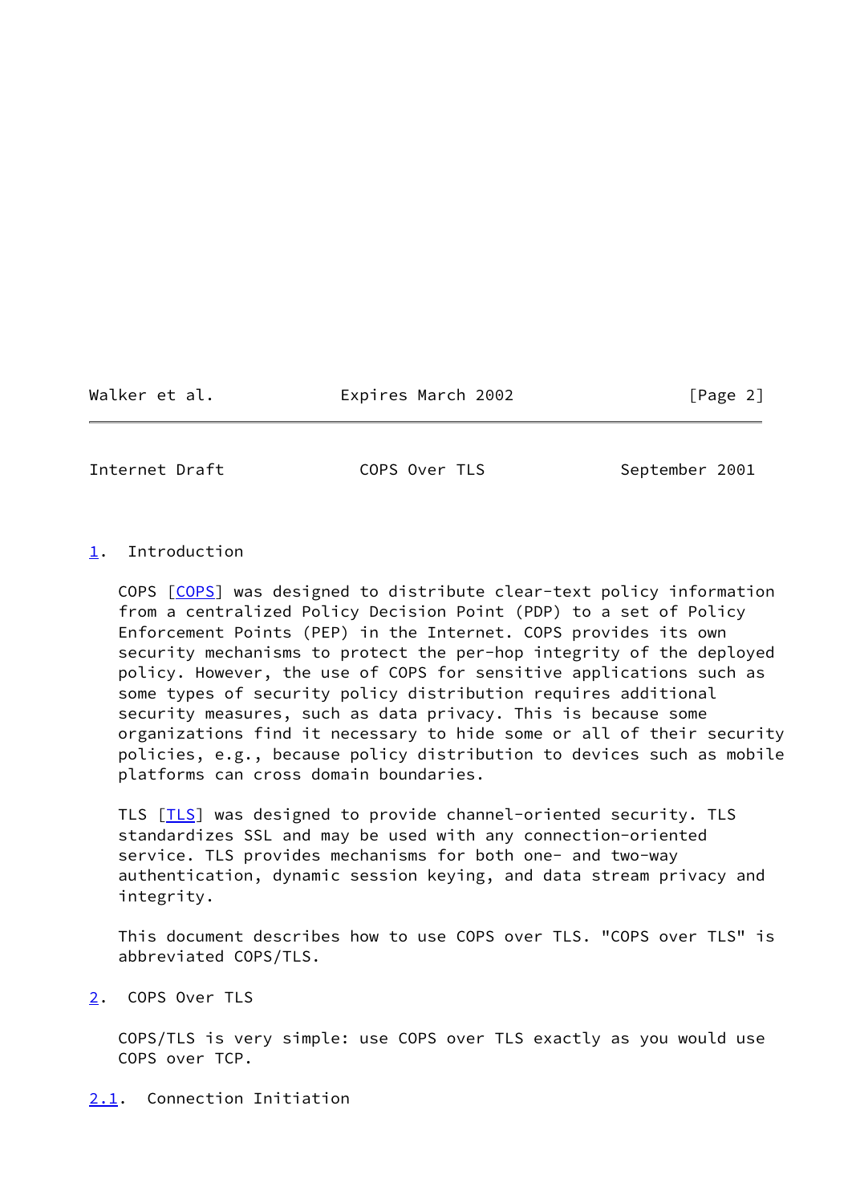## 1. Introduction

COPS [COPS] was designed to distribute clear-text policy information from a centralized Policy Decision Point (PDP) to a set of Policy Enforcement Points (PEP) in the Internet. COPS provides its own security mechanisms to protect the per-hop integrity of the deployed policy. However, the use of COPS for sensitive applications such as some types of security policy distribution requires additional security measures, such as data privacy. This is because some organizations find it necessary to hide some or all of their security policies, e.g., because policy distribution to devices such as mobile platforms can cross domain boundaries.

TLS [TLS] was designed to provide channel-oriented security. TLS standardizes SSL and may be used with any connection-oriented service. TLS provides mechanisms for both one- and two-way authentication, dynamic session keying, and data stream privacy and integrity.

This document describes how to use COPS over TLS. "COPS over TLS" is abbreviated COPS/TLS.

## 2. COPS Over TLS

COPS/TLS is very simple: use COPS over TLS exactly as you would use COPS over TCP.

### 2.1. Connection Initiation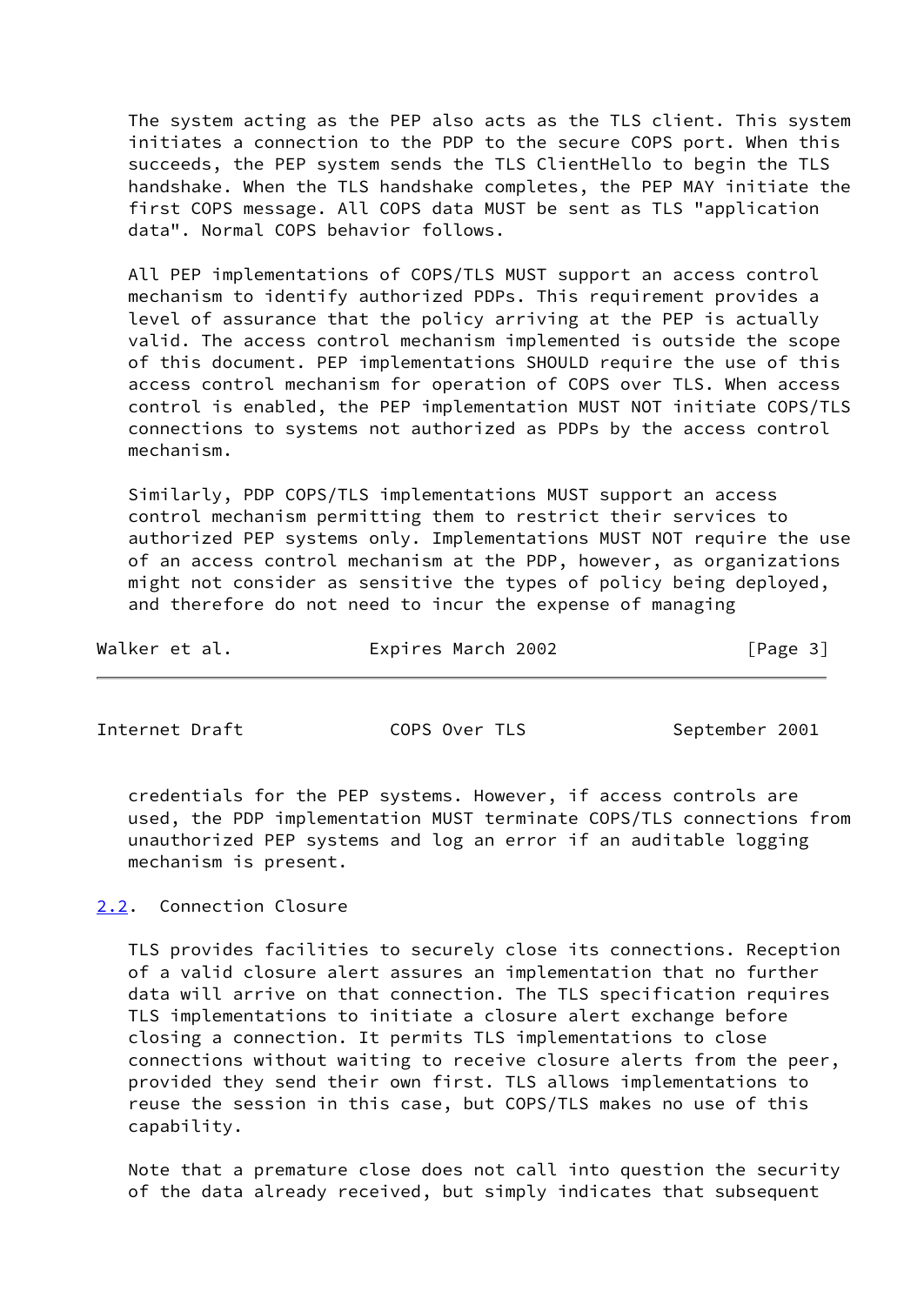The system acting as the PEP also acts as the TLS client. This system initiates a connection to the PDP to the secure COPS port. When this succeeds, the PEP system sends the TLS ClientHello to begin the TLS handshake. When the TLS handshake completes, the PEP MAY initiate the first COPS message. All COPS data MUST be sent as TLS "application data". Normal COPS behavior follows.

All PEP implementations of COPS/TLS MUST support an access control mechanism to identify authorized PDPs. This requirement provides a level of assurance that the policy arriving at the PEP is actually valid. The access control mechanism implemented is outside the scope of this document. PEP implementations SHOULD require the use of this access control mechanism for operation of COPS over TLS. When access control is enabled, the PEP implementation MUST NOT initiate COPS/TLS connections to systems not authorized as PDPs by the access control mechanism.

Similarly, PDP COPS/TLS implementations MUST support an access control mechanism permitting them to restrict their services to authorized PEP systems only. Implementations MUST NOT require the use of an access control mechanism at the PDP, however, as organizations might not consider as sensitive the types of policy being deployed, and therefore do not need to incur the expense of managing credentials for the PEP systems. However, if access controls are used, the PDP implementation MUST terminate COPS/TLS connections from unauthorized PEP systems and log an error if an auditable logging mechanism is present.

## 2.2. Connection Closure

TLS provides facilities to securely close its connections. Reception of a valid closure alert assures an implementation that no further data will arrive on that connection. The TLS specification requires TLS implementations to initiate a closure alert exchange before closing a connection. It permits TLS implementations to close connections without waiting to receive closure alerts from the peer, provided they send their own first. TLS allows implementations to reuse the session in this case, but COPS/TLS makes no use of this capability.

Note that a premature close does not call into question the security of the data already received, but simply indicates that subsequent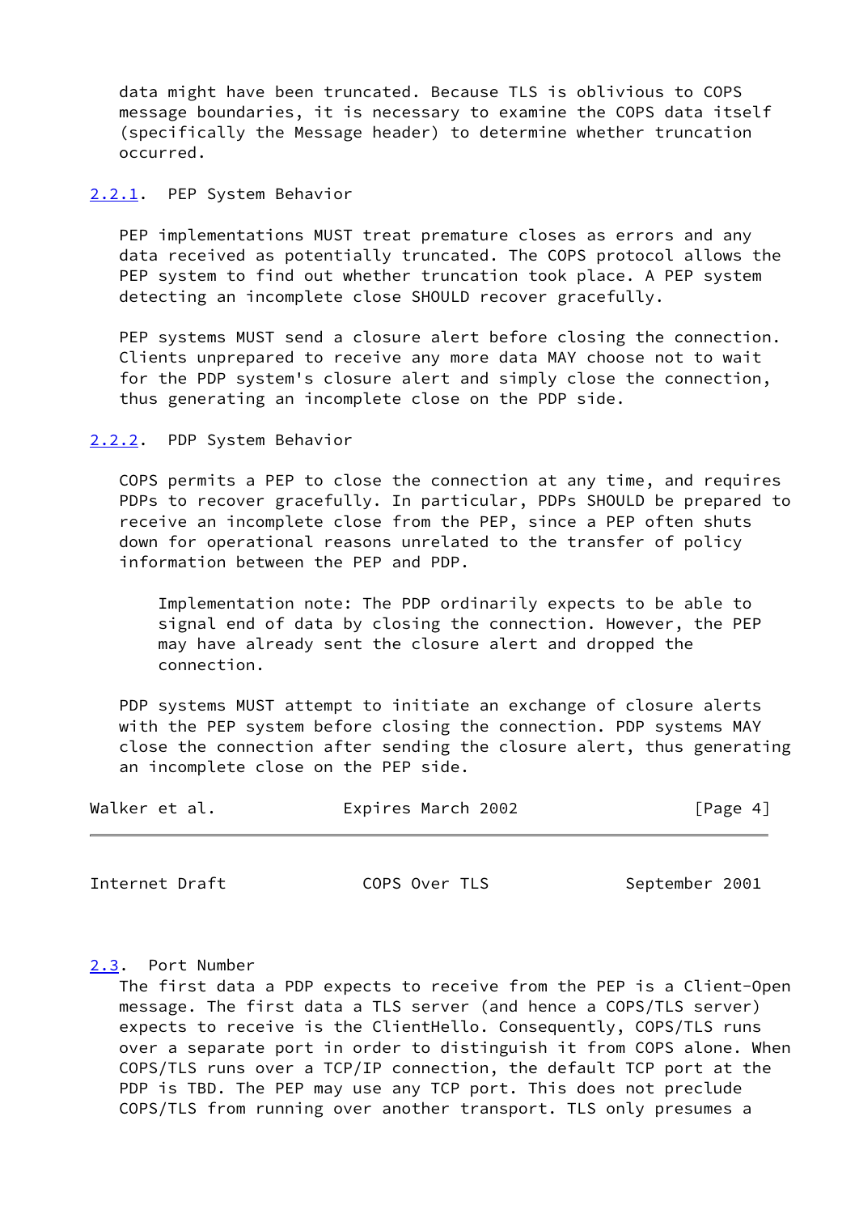data might have been truncated. Because TLS is oblivious to COPS message boundaries, it is necessary to examine the COPS data itself (specifically the Message header) to determine whether truncation occurred.

### 2.2.1. PEP System Behavior

PEP implementations MUST treat premature closes as errors and any data received as potentially truncated. The COPS protocol allows the PEP system to find out whether truncation took place. A PEP system detecting an incomplete close SHOULD recover gracefully.

PEP systems MUST send a closure alert before closing the connection. Clients unprepared to receive any more data MAY choose not to wait for the PDP system's closure alert and simply close the connection, thus generating an incomplete close on the PDP side.

### 2.2.2. PDP System Behavior

COPS permits a PEP to close the connection at any time, and requires PDPs to recover gracefully. In particular, PDPs SHOULD be prepared to receive an incomplete close from the PEP, since a PEP often shuts down for operational reasons unrelated to the transfer of policy information between the PEP and PDP.

> Implementation note: The PDP ordinarily expects to be able to signal end of data by closing the connection. However, the PEP may have already sent the closure alert and dropped the connection.

PDP systems MUST attempt to initiate an exchange of closure alerts with the PEP system before closing the connection. PDP systems MAY close the connection after sending the closure alert, thus generating an incomplete close on the PEP side.

## 2.3. Port Number

The first data a PDP expects to receive from the PEP is a Client-Open message. The first data a TLS server (and hence a COPS/TLS server) expects to receive is the ClientHello. Consequently, COPS/TLS runs over a separate port in order to distinguish it from COPS alone. When COPS/TLS runs over a TCP/IP connection, the default TCP port at the PDP is TBD. The PEP may use any TCP port. This does not preclude COPS/TLS from running over another transport. TLS only presumes a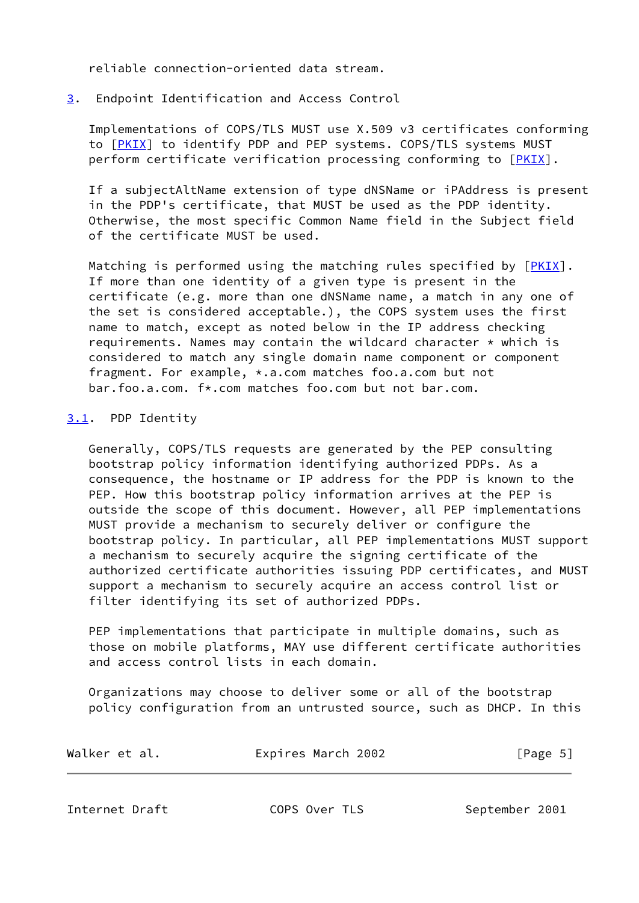reliable connection-oriented data stream.

## 3. Endpoint Identification and Access Control

Implementations of COPS/TLS MUST use X.509 v3 certificates conforming to [PKIX] to identify PDP and PEP systems. COPS/TLS systems MUST perform certificate verification processing conforming to [PKIX].

If a subjectAltName extension of type dNSName or iPAddress is present in the PDP's certificate, that MUST be used as the PDP identity. Otherwise, the most specific Common Name field in the Subject field of the certificate MUST be used.

Matching is performed using the matching rules specified by [PKIX]. If more than one identity of a given type is present in the certificate (e.g. more than one dNSName name, a match in any one of the set is considered acceptable.), the COPS system uses the first name to match, except as noted below in the IP address checking requirements. Names may contain the wildcard character * which is considered to match any single domain name component or component fragment. For example, *.a.com matches foo.a.com but not bar.foo.a.com. f*.com matches foo.com but not bar.com.

### 3.1. PDP Identity

Generally, COPS/TLS requests are generated by the PEP consulting bootstrap policy information identifying authorized PDPs. As a consequence, the hostname or IP address for the PDP is known to the PEP. How this bootstrap policy information arrives at the PEP is outside the scope of this document. However, all PEP implementations MUST provide a mechanism to securely deliver or configure the bootstrap policy. In particular, all PEP implementations MUST support a mechanism to securely acquire the signing certificate of the authorized certificate authorities issuing PDP certificates, and MUST support a mechanism to securely acquire an access control list or filter identifying its set of authorized PDPs.

PEP implementations that participate in multiple domains, such as those on mobile platforms, MAY use different certificate authorities and access control lists in each domain.

Organizations may choose to deliver some or all of the bootstrap policy configuration from an untrusted source, such as DHCP. In this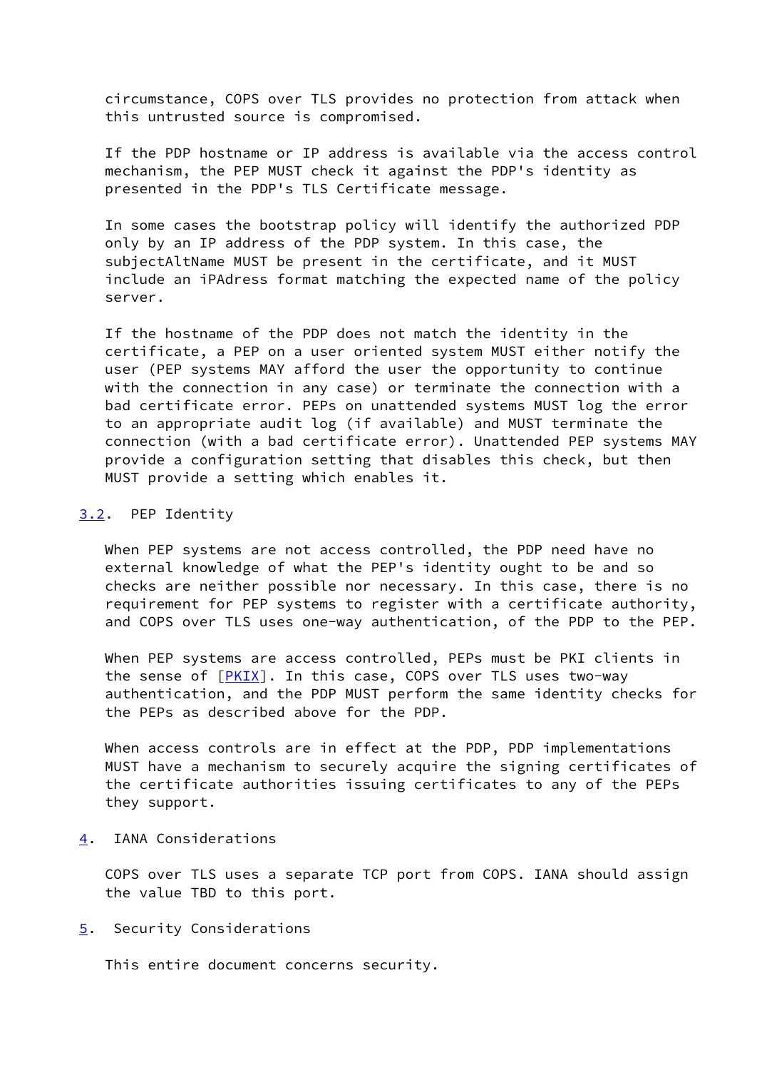circumstance, COPS over TLS provides no protection from attack when this untrusted source is compromised.

If the PDP hostname or IP address is available via the access control mechanism, the PEP MUST check it against the PDP's identity as presented in the PDP's TLS Certificate message.

In some cases the bootstrap policy will identify the authorized PDP only by an IP address of the PDP system. In this case, the subjectAltName MUST be present in the certificate, and it MUST include an iPAdress format matching the expected name of the policy server.

If the hostname of the PDP does not match the identity in the certificate, a PEP on a user oriented system MUST either notify the user (PEP systems MAY afford the user the opportunity to continue with the connection in any case) or terminate the connection with a bad certificate error. PEPs on unattended systems MUST log the error to an appropriate audit log (if available) and MUST terminate the connection (with a bad certificate error). Unattended PEP systems MAY provide a configuration setting that disables this check, but then MUST provide a setting which enables it.

### 3.2. PEP Identity

When PEP systems are not access controlled, the PDP need have no external knowledge of what the PEP's identity ought to be and so checks are neither possible nor necessary. In this case, there is no requirement for PEP systems to register with a certificate authority, and COPS over TLS uses one-way authentication, of the PDP to the PEP.

When PEP systems are access controlled, PEPs must be PKI clients in the sense of [PKIX]. In this case, COPS over TLS uses two-way authentication, and the PDP MUST perform the same identity checks for the PEPs as described above for the PDP.

When access controls are in effect at the PDP, PDP implementations MUST have a mechanism to securely acquire the signing certificates of the certificate authorities issuing certificates to any of the PEPs they support.

## 4. IANA Considerations

COPS over TLS uses a separate TCP port from COPS. IANA should assign the value TBD to this port.

## 5. Security Considerations

This entire document concerns security.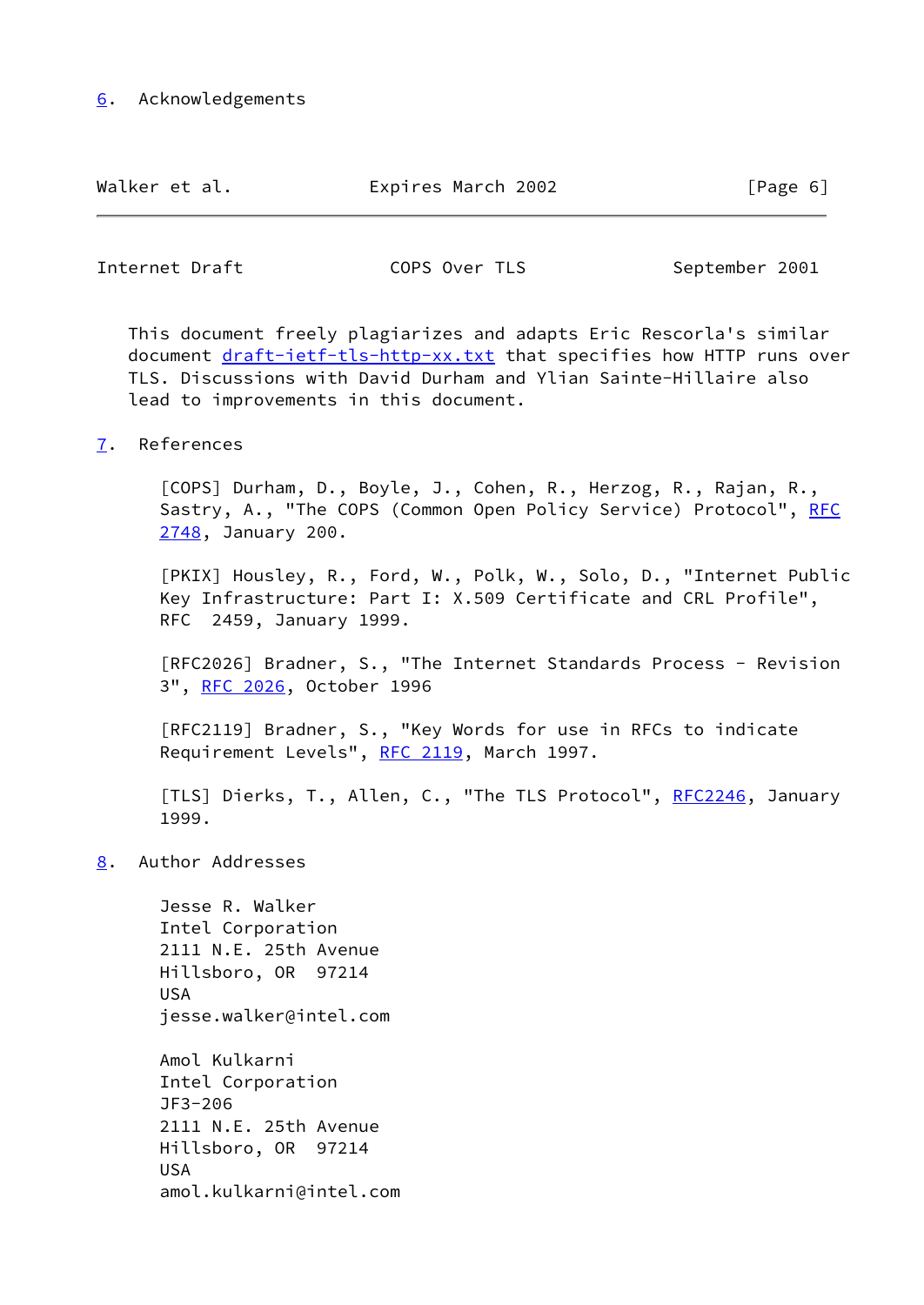## 6. Acknowledgements

This document freely plagiarizes and adapts Eric Rescorla's similar document draft-ietf-tls-http-xx.txt that specifies how HTTP runs over TLS. Discussions with David Durham and Ylian Sainte-Hillaire also lead to improvements in this document.

## 7. References

[COPS] Durham, D., Boyle, J., Cohen, R., Herzog, R., Rajan, R., Sastry, A., "The COPS (Common Open Policy Service) Protocol", RFC 2748, January 200.

[PKIX] Housley, R., Ford, W., Polk, W., Solo, D., "Internet Public Key Infrastructure: Part I: X.509 Certificate and CRL Profile", RFC 2459, January 1999.

[RFC2026] Bradner, S., "The Internet Standards Process - Revision 3", RFC 2026, October 1996

[RFC2119] Bradner, S., "Key Words for use in RFCs to indicate Requirement Levels", RFC 2119, March 1997.

[TLS] Dierks, T., Allen, C., "The TLS Protocol", RFC2246, January 1999.

## 8. Author Addresses

Jesse R. Walker
Intel Corporation
2111 N.E. 25th Avenue
Hillsboro, OR 97214
USA
jesse.walker@intel.com

Amol Kulkarni
Intel Corporation
JF3-206
2111 N.E. 25th Avenue
Hillsboro, OR 97214
USA
amol.kulkarni@intel.com